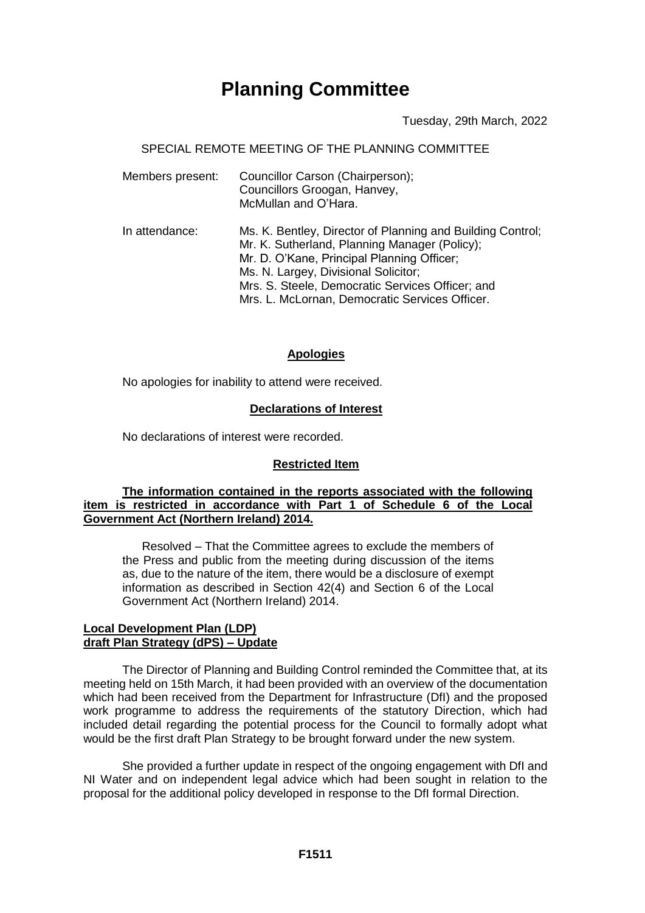# Planning Committee

Tuesday, 29th March, 2022

SPECIAL REMOTE MEETING OF THE PLANNING COMMITTEE

| | |
|---|---|
| Members present: | Councillor Carson (Chairperson);<br>Councillors Groogan, Hanvey,<br>McMullan and O'Hara. |
| In attendance: | Ms. K. Bentley, Director of Planning and Building Control;<br>Mr. K. Sutherland, Planning Manager (Policy);<br>Mr. D. O'Kane, Principal Planning Officer;<br>Ms. N. Largey, Divisional Solicitor;<br>Mrs. S. Steele, Democratic Services Officer; and<br>Mrs. L. McLornan, Democratic Services Officer. |

**Apologies**

No apologies for inability to attend were received.

**Declarations of Interest**

No declarations of interest were recorded.

**Restricted Item**

**The information contained in the reports associated with the following item is restricted in accordance with Part 1 of Schedule 6 of the Local Government Act (Northern Ireland) 2014.**

Resolved – That the Committee agrees to exclude the members of the Press and public from the meeting during discussion of the items as, due to the nature of the item, there would be a disclosure of exempt information as described in Section 42(4) and Section 6 of the Local Government Act (Northern Ireland) 2014.

**Local Development Plan (LDP) draft Plan Strategy (dPS) – Update**

The Director of Planning and Building Control reminded the Committee that, at its meeting held on 15th March, it had been provided with an overview of the documentation which had been received from the Department for Infrastructure (DfI) and the proposed work programme to address the requirements of the statutory Direction, which had included detail regarding the potential process for the Council to formally adopt what would be the first draft Plan Strategy to be brought forward under the new system.

She provided a further update in respect of the ongoing engagement with DfI and NI Water and on independent legal advice which had been sought in relation to the proposal for the additional policy developed in response to the DfI formal Direction.

F1511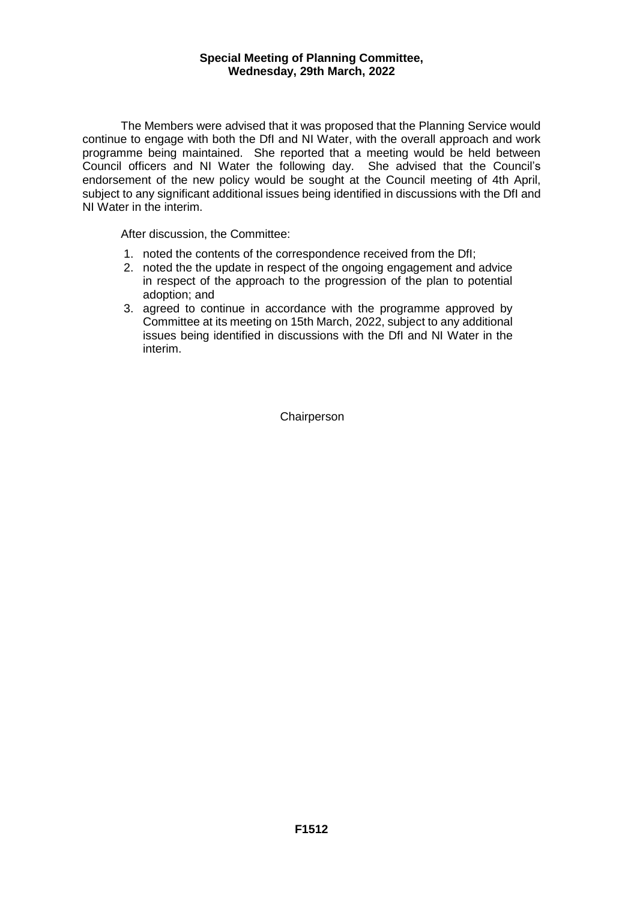The Members were advised that it was proposed that the Planning Service would continue to engage with both the DfI and NI Water, with the overall approach and work programme being maintained. She reported that a meeting would be held between Council officers and NI Water the following day. She advised that the Council's endorsement of the new policy would be sought at the Council meeting of 4th April, subject to any significant additional issues being identified in discussions with the DfI and NI Water in the interim.

After discussion, the Committee:

1. noted the contents of the correspondence received from the DfI;
2. noted the the update in respect of the ongoing engagement and advice in respect of the approach to the progression of the plan to potential adoption; and
3. agreed to continue in accordance with the programme approved by Committee at its meeting on 15th March, 2022, subject to any additional issues being identified in discussions with the DfI and NI Water in the interim.

Chairperson